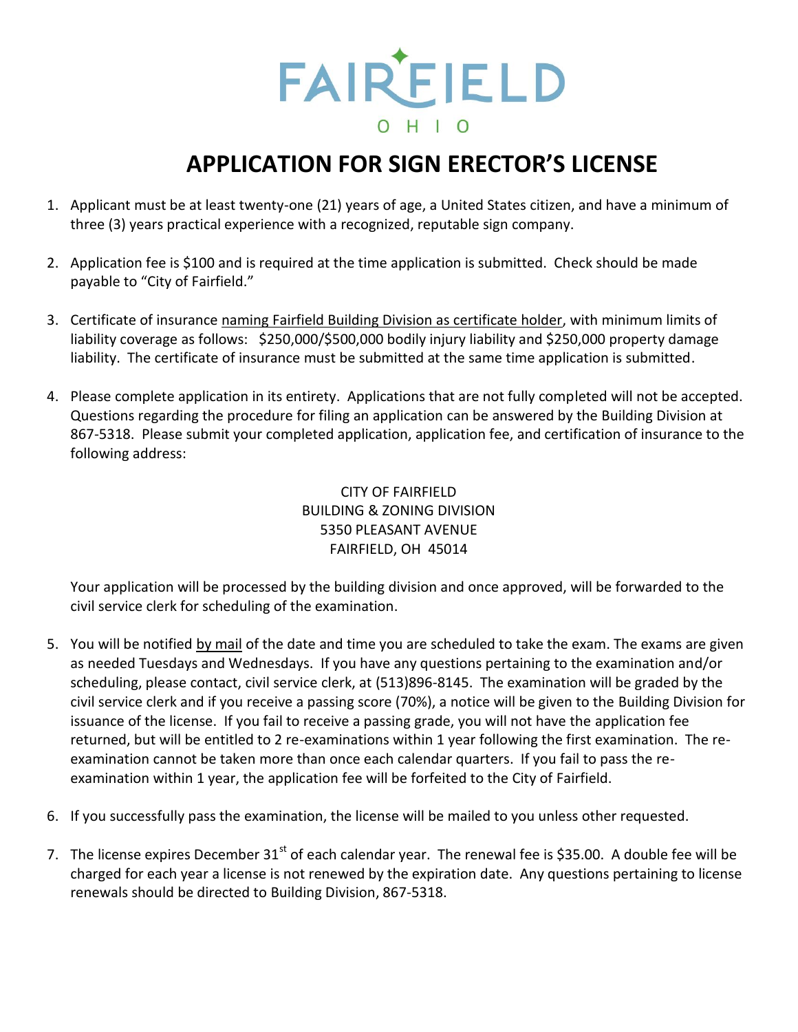# FAIRFIELD
OHIO

# APPLICATION FOR SIGN ERECTOR'S LICENSE

1. Applicant must be at least twenty-one (21) years of age, a United States citizen, and have a minimum of three (3) years practical experience with a recognized, reputable sign company.

2. Application fee is $100 and is required at the time application is submitted. Check should be made payable to "City of Fairfield."

3. Certificate of insurance naming Fairfield Building Division as certificate holder, with minimum limits of liability coverage as follows: $250,000/$500,000 bodily injury liability and $250,000 property damage liability. The certificate of insurance must be submitted at the same time application is submitted.

4. Please complete application in its entirety. Applications that are not fully completed will not be accepted. Questions regarding the procedure for filing an application can be answered by the Building Division at 867-5318. Please submit your completed application, application fee, and certification of insurance to the following address:

   CITY OF FAIRFIELD
   BUILDING & ZONING DIVISION
   5350 PLEASANT AVENUE
   FAIRFIELD, OH 45014

   Your application will be processed by the building division and once approved, will be forwarded to the civil service clerk for scheduling of the examination.

5. You will be notified by mail of the date and time you are scheduled to take the exam. The exams are given as needed Tuesdays and Wednesdays. If you have any questions pertaining to the examination and/or scheduling, please contact, civil service clerk, at (513)896-8145. The examination will be graded by the civil service clerk and if you receive a passing score (70%), a notice will be given to the Building Division for issuance of the license. If you fail to receive a passing grade, you will not have the application fee returned, but will be entitled to 2 re-examinations within 1 year following the first examination. The re-examination cannot be taken more than once each calendar quarters. If you fail to pass the re-examination within 1 year, the application fee will be forfeited to the City of Fairfield.

6. If you successfully pass the examination, the license will be mailed to you unless other requested.

7. The license expires December 31st of each calendar year. The renewal fee is $35.00. A double fee will be charged for each year a license is not renewed by the expiration date. Any questions pertaining to license renewals should be directed to Building Division, 867-5318.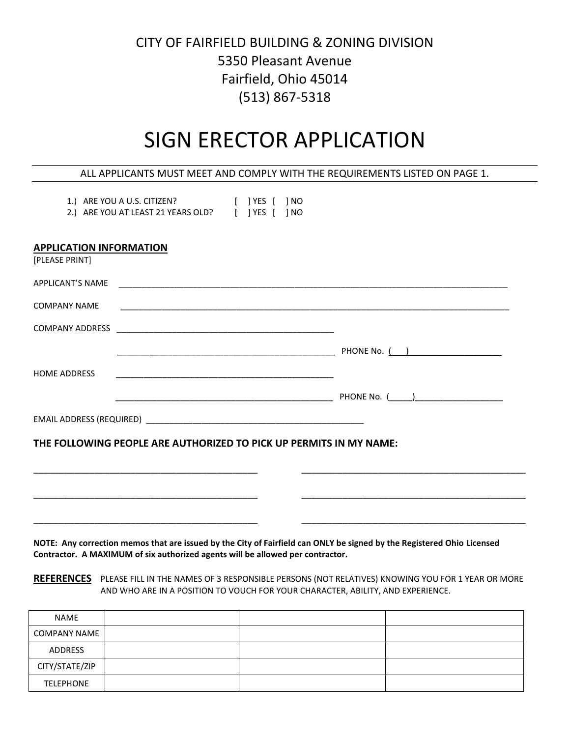CITY OF FAIRFIELD BUILDING & ZONING DIVISION
5350 Pleasant Avenue
Fairfield, Ohio 45014
(513) 867-5318

# SIGN ERECTOR APPLICATION

ALL APPLICANTS MUST MEET AND COMPLY WITH THE REQUIREMENTS LISTED ON PAGE 1.

1.) ARE YOU A U.S. CITIZEN? [ ] YES [ ] NO
2.) ARE YOU AT LEAST 21 YEARS OLD? [ ] YES [ ] NO

## APPLICATION INFORMATION

[PLEASE PRINT]

APPLICANT'S NAME ______________________________________________

COMPANY NAME ______________________________________________

COMPANY ADDRESS ______________________________________________

______________________________________________ PHONE No. ( ) ____________________

HOME ADDRESS ______________________________________________

______________________________________________ PHONE No. (_____)____________________

EMAIL ADDRESS (REQUIRED) ______________________________________________

### THE FOLLOWING PEOPLE ARE AUTHORIZED TO PICK UP PERMITS IN MY NAME:

______________________________________________ ______________________________________________

______________________________________________ ______________________________________________

______________________________________________ ______________________________________________

**NOTE: Any correction memos that are issued by the City of Fairfield can ONLY be signed by the Registered Ohio Licensed Contractor. A MAXIMUM of six authorized agents will be allowed per contractor.**

**REFERENCES** PLEASE FILL IN THE NAMES OF 3 RESPONSIBLE PERSONS (NOT RELATIVES) KNOWING YOU FOR 1 YEAR OR MORE AND WHO ARE IN A POSITION TO VOUCH FOR YOUR CHARACTER, ABILITY, AND EXPERIENCE.

| NAME | | | |
|---|---|---|---|
| COMPANY NAME | | | |
| ADDRESS | | | |
| CITY/STATE/ZIP | | | |
| TELEPHONE | | | |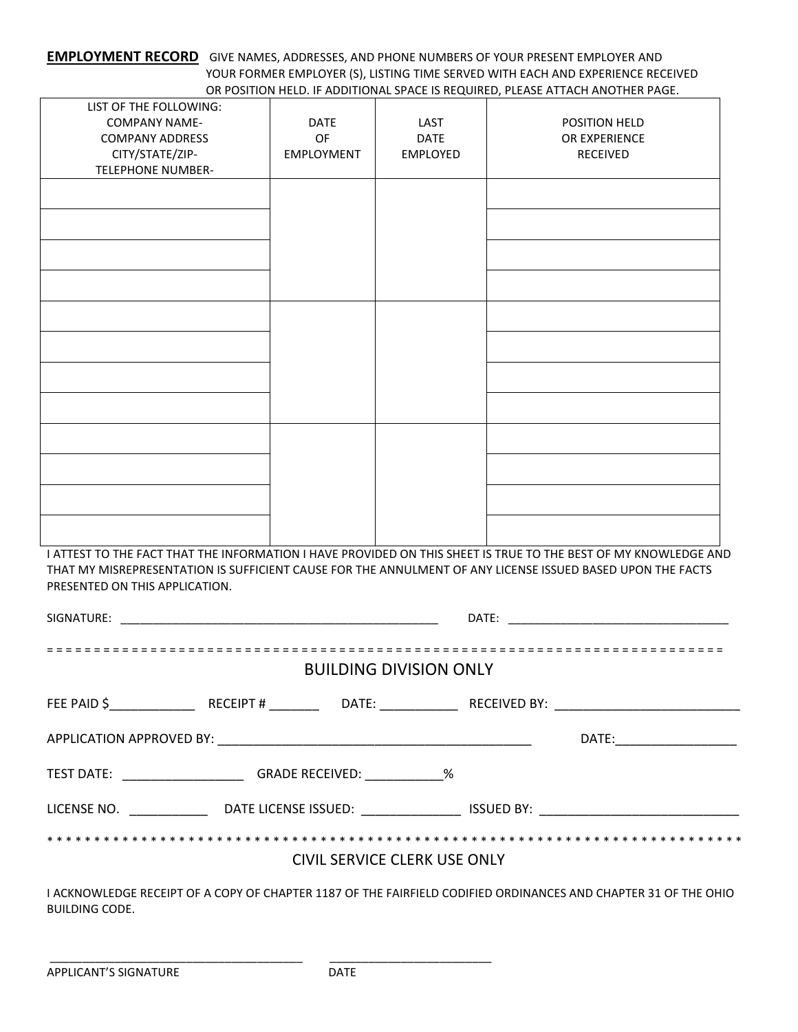**EMPLOYMENT RECORD** GIVE NAMES, ADDRESSES, AND PHONE NUMBERS OF YOUR PRESENT EMPLOYER AND YOUR FORMER EMPLOYER (S), LISTING TIME SERVED WITH EACH AND EXPERIENCE RECEIVED OR POSITION HELD. IF ADDITIONAL SPACE IS REQUIRED, PLEASE ATTACH ANOTHER PAGE.

| LIST OF THE FOLLOWING: COMPANY NAME- COMPANY ADDRESS CITY/STATE/ZIP- TELEPHONE NUMBER- | DATE OF EMPLOYMENT | LAST DATE EMPLOYED | POSITION HELD OR EXPERIENCE RECEIVED |
|---|---|---|---|
| | | | |
| | | | |
| | | | |
| | | | |
| | | | |
| | | | |
| | | | |
| | | | |
| | | | |
| | | | |
| | | | |
| | | | |

I ATTEST TO THE FACT THAT THE INFORMATION I HAVE PROVIDED ON THIS SHEET IS TRUE TO THE BEST OF MY KNOWLEDGE AND THAT MY MISREPRESENTATION IS SUFFICIENT CAUSE FOR THE ANNULMENT OF ANY LICENSE ISSUED BASED UPON THE FACTS PRESENTED ON THIS APPLICATION.

SIGNATURE: __________________________________________________ DATE: __________________________________

= = = = = = = = = = = = = = = = = = = = = = = = = = = = = = = = = = = = = = = = = = = = = = = = = = = = = = = = = = = = = = = = = = = = = = = = = =

## BUILDING DIVISION ONLY

FEE PAID $____________ RECEIPT # _______ DATE: ___________ RECEIVED BY: __________________________

APPLICATION APPROVED BY: ______________________________________________ DATE:_________________

TEST DATE: _________________ GRADE RECEIVED: ___________%

LICENSE NO. ___________ DATE LICENSE ISSUED: ______________ ISSUED BY: ____________________________

* * * * * * * * * * * * * * * * * * * * * * * * * * * * * * * * * * * * * * * * * * * * * * * * * * * * * * * * * * * * * * * * * * * * * * * * * * * * * * *

## CIVIL SERVICE CLERK USE ONLY

I ACKNOWLEDGE RECEIPT OF A COPY OF CHAPTER 1187 OF THE FAIRFIELD CODIFIED ORDINANCES AND CHAPTER 31 OF THE OHIO BUILDING CODE.

_______________________________________ ________________________

APPLICANT'S SIGNATURE DATE